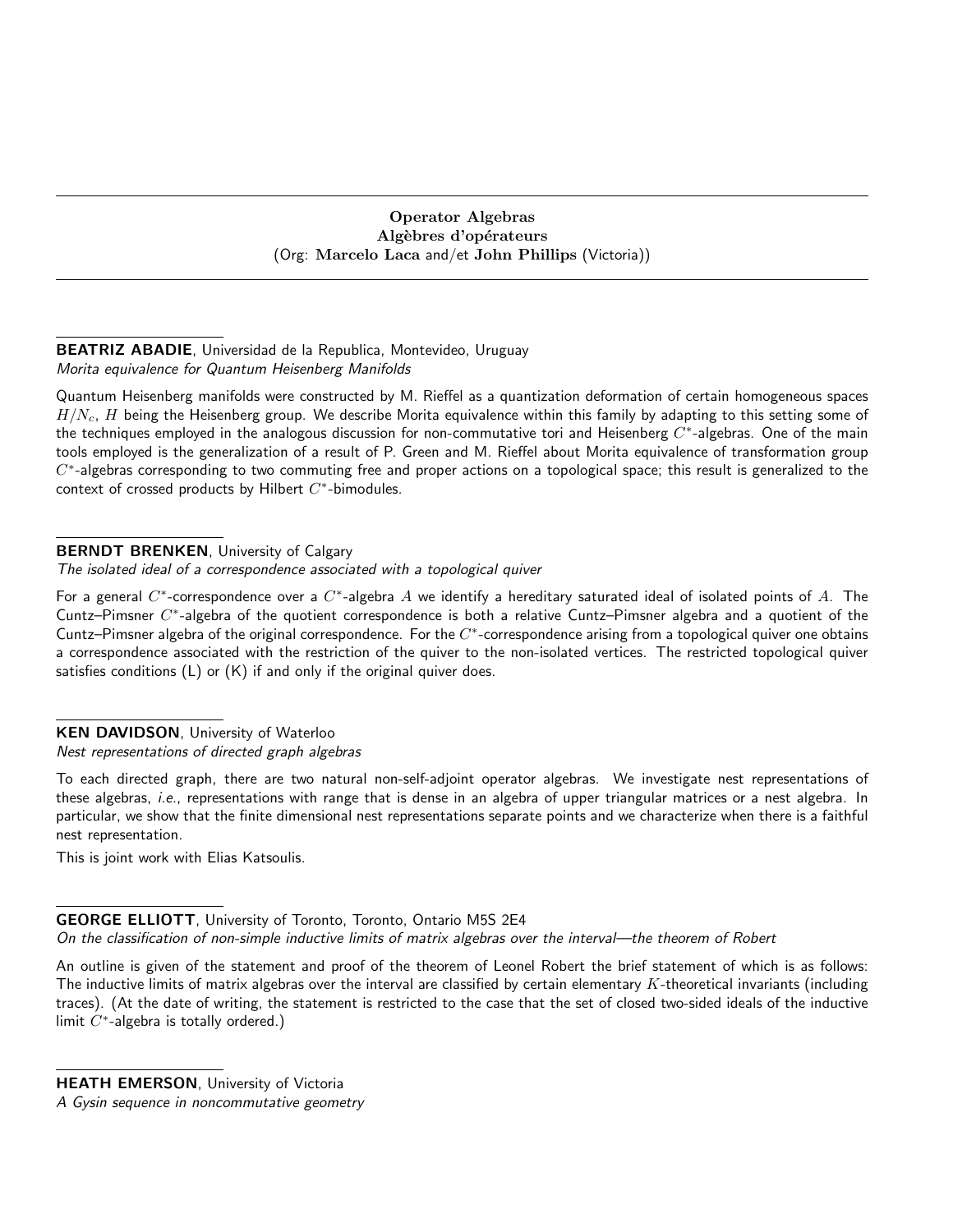# Operator Algebras
# Algèbres d'opérateurs
(Org: **Marcelo Laca** and/et **John Phillips** (Victoria))

---

**BEATRIZ ABADIE**, Universidad de la Republica, Montevideo, Uruguay
*Morita equivalence for Quantum Heisenberg Manifolds*

Quantum Heisenberg manifolds were constructed by M. Rieffel as a quantization deformation of certain homogeneous spaces $H/N_c$, $H$ being the Heisenberg group. We describe Morita equivalence within this family by adapting to this setting some of the techniques employed in the analogous discussion for non-commutative tori and Heisenberg $C^*$-algebras. One of the main tools employed is the generalization of a result of P. Green and M. Rieffel about Morita equivalence of transformation group $C^*$-algebras corresponding to two commuting free and proper actions on a topological space; this result is generalized to the context of crossed products by Hilbert $C^*$-bimodules.

---

**BERNDT BRENKEN**, University of Calgary
*The isolated ideal of a correspondence associated with a topological quiver*

For a general $C^*$-correspondence over a $C^*$-algebra $A$ we identify a hereditary saturated ideal of isolated points of $A$. The Cuntz–Pimsner $C^*$-algebra of the quotient correspondence is both a relative Cuntz–Pimsner algebra and a quotient of the Cuntz–Pimsner algebra of the original correspondence. For the $C^*$-correspondence arising from a topological quiver one obtains a correspondence associated with the restriction of the quiver to the non-isolated vertices. The restricted topological quiver satisfies conditions (L) or (K) if and only if the original quiver does.

---

**KEN DAVIDSON**, University of Waterloo
*Nest representations of directed graph algebras*

To each directed graph, there are two natural non-self-adjoint operator algebras. We investigate nest representations of these algebras, *i.e.*, representations with range that is dense in an algebra of upper triangular matrices or a nest algebra. In particular, we show that the finite dimensional nest representations separate points and we characterize when there is a faithful nest representation.

This is joint work with Elias Katsoulis.

---

**GEORGE ELLIOTT**, University of Toronto, Toronto, Ontario M5S 2E4
*On the classification of non-simple inductive limits of matrix algebras over the interval—the theorem of Robert*

An outline is given of the statement and proof of the theorem of Leonel Robert the brief statement of which is as follows: The inductive limits of matrix algebras over the interval are classified by certain elementary $K$-theoretical invariants (including traces). (At the date of writing, the statement is restricted to the case that the set of closed two-sided ideals of the inductive limit $C^*$-algebra is totally ordered.)

---

**HEATH EMERSON**, University of Victoria
*A Gysin sequence in noncommutative geometry*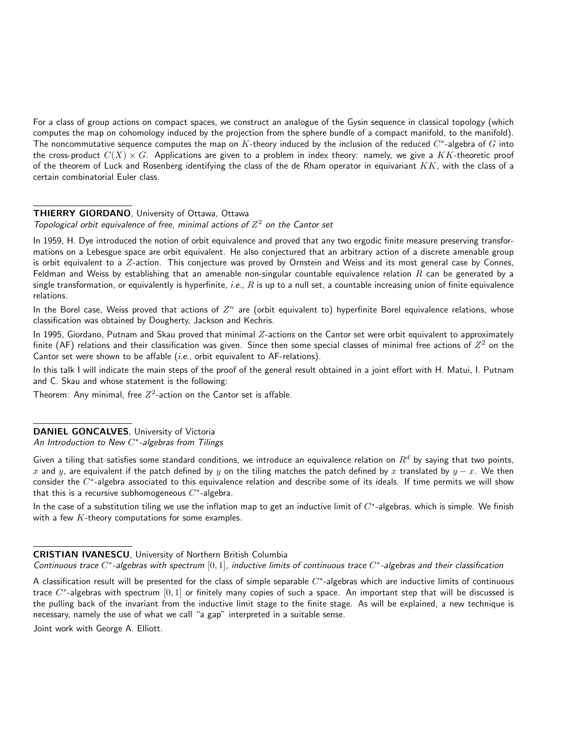For a class of group actions on compact spaces, we construct an analogue of the Gysin sequence in classical topology (which computes the map on cohomology induced by the projection from the sphere bundle of a compact manifold, to the manifold). The noncommutative sequence computes the map on $K$-theory induced by the inclusion of the reduced $C^*$-algebra of $G$ into the cross-product $C(X) \times G$. Applications are given to a problem in index theory: namely, we give a $KK$-theoretic proof of the theorem of Luck and Rosenberg identifying the class of the de Rham operator in equivariant $KK$, with the class of a certain combinatorial Euler class.

**THIERRY GIORDANO**, University of Ottawa, Ottawa
*Topological orbit equivalence of free, minimal actions of $Z^2$ on the Cantor set*

In 1959, H. Dye introduced the notion of orbit equivalence and proved that any two ergodic finite measure preserving transformations on a Lebesgue space are orbit equivalent. He also conjectured that an arbitrary action of a discrete amenable group is orbit equivalent to a $Z$-action. This conjecture was proved by Ornstein and Weiss and its most general case by Connes, Feldman and Weiss by establishing that an amenable non-singular countable equivalence relation $R$ can be generated by a single transformation, or equivalently is hyperfinite, *i.e.*, $R$ is up to a null set, a countable increasing union of finite equivalence relations.

In the Borel case, Weiss proved that actions of $Z^n$ are (orbit equivalent to) hyperfinite Borel equivalence relations, whose classification was obtained by Dougherty, Jackson and Kechris.

In 1995, Giordano, Putnam and Skau proved that minimal $Z$-actions on the Cantor set were orbit equivalent to approximately finite (AF) relations and their classification was given. Since then some special classes of minimal free actions of $Z^2$ on the Cantor set were shown to be affable (*i.e.*, orbit equivalent to AF-relations).

In this talk I will indicate the main steps of the proof of the general result obtained in a joint effort with H. Matui, I. Putnam and C. Skau and whose statement is the following:

Theorem: Any minimal, free $Z^2$-action on the Cantor set is affable.

**DANIEL GONCALVES**, University of Victoria
*An Introduction to New $C^*$-algebras from Tilings*

Given a tiling that satisfies some standard conditions, we introduce an equivalence relation on $R^d$ by saying that two points, $x$ and $y$, are equivalent if the patch defined by $y$ on the tiling matches the patch defined by $x$ translated by $y - x$. We then consider the $C^*$-algebra associated to this equivalence relation and describe some of its ideals. If time permits we will show that this is a recursive subhomogeneous $C^*$-algebra.

In the case of a substitution tiling we use the inflation map to get an inductive limit of $C^*$-algebras, which is simple. We finish with a few $K$-theory computations for some examples.

**CRISTIAN IVANESCU**, University of Northern British Columbia
*Continuous trace $C^*$-algebras with spectrum $[0,1]$, inductive limits of continuous trace $C^*$-algebras and their classification*

A classification result will be presented for the class of simple separable $C^*$-algebras which are inductive limits of continuous trace $C^*$-algebras with spectrum $[0,1]$ or finitely many copies of such a space. An important step that will be discussed is the pulling back of the invariant from the inductive limit stage to the finite stage. As will be explained, a new technique is necessary, namely the use of what we call "a gap" interpreted in a suitable sense.

Joint work with George A. Elliott.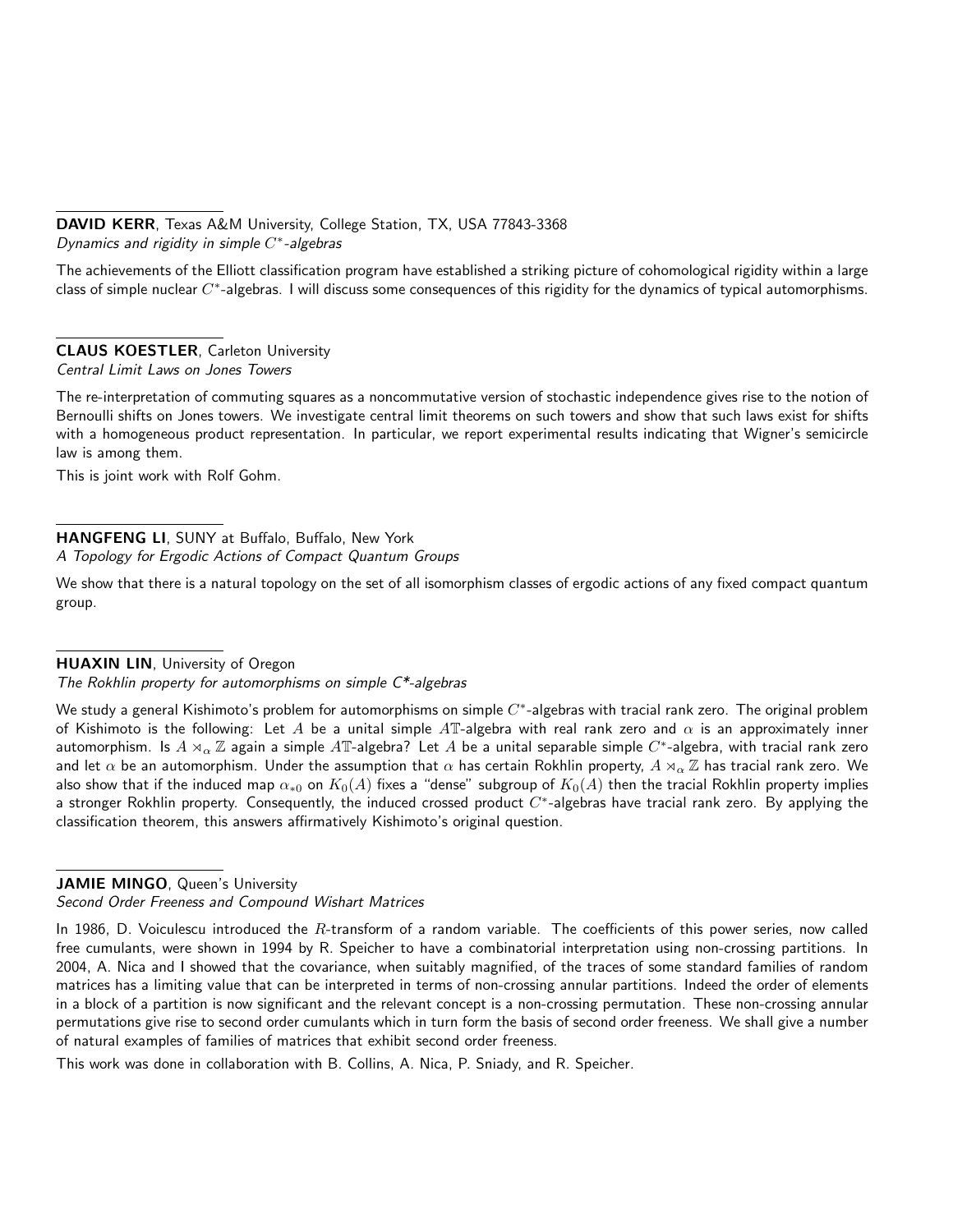**DAVID KERR**, Texas A&M University, College Station, TX, USA 77843-3368
*Dynamics and rigidity in simple $C^*$-algebras*

The achievements of the Elliott classification program have established a striking picture of cohomological rigidity within a large class of simple nuclear $C^*$-algebras. I will discuss some consequences of this rigidity for the dynamics of typical automorphisms.

**CLAUS KOESTLER**, Carleton University
*Central Limit Laws on Jones Towers*

The re-interpretation of commuting squares as a noncommutative version of stochastic independence gives rise to the notion of Bernoulli shifts on Jones towers. We investigate central limit theorems on such towers and show that such laws exist for shifts with a homogeneous product representation. In particular, we report experimental results indicating that Wigner's semicircle law is among them.

This is joint work with Rolf Gohm.

**HANGFENG LI**, SUNY at Buffalo, Buffalo, New York
*A Topology for Ergodic Actions of Compact Quantum Groups*

We show that there is a natural topology on the set of all isomorphism classes of ergodic actions of any fixed compact quantum group.

**HUAXIN LIN**, University of Oregon
*The Rokhlin property for automorphisms on simple C*-algebras*

We study a general Kishimoto's problem for automorphisms on simple $C^*$-algebras with tracial rank zero. The original problem of Kishimoto is the following: Let $A$ be a unital simple $A\mathbb{T}$-algebra with real rank zero and $\alpha$ is an approximately inner automorphism. Is $A \rtimes_\alpha \mathbb{Z}$ again a simple $A\mathbb{T}$-algebra? Let $A$ be a unital separable simple $C^*$-algebra, with tracial rank zero and let $\alpha$ be an automorphism. Under the assumption that $\alpha$ has certain Rokhlin property, $A \rtimes_\alpha \mathbb{Z}$ has tracial rank zero. We also show that if the induced map $\alpha_{*0}$ on $K_0(A)$ fixes a "dense" subgroup of $K_0(A)$ then the tracial Rokhlin property implies a stronger Rokhlin property. Consequently, the induced crossed product $C^*$-algebras have tracial rank zero. By applying the classification theorem, this answers affirmatively Kishimoto's original question.

**JAMIE MINGO**, Queen's University
*Second Order Freeness and Compound Wishart Matrices*

In 1986, D. Voiculescu introduced the $R$-transform of a random variable. The coefficients of this power series, now called free cumulants, were shown in 1994 by R. Speicher to have a combinatorial interpretation using non-crossing partitions. In 2004, A. Nica and I showed that the covariance, when suitably magnified, of the traces of some standard families of random matrices has a limiting value that can be interpreted in terms of non-crossing annular partitions. Indeed the order of elements in a block of a partition is now significant and the relevant concept is a non-crossing permutation. These non-crossing annular permutations give rise to second order cumulants which in turn form the basis of second order freeness. We shall give a number of natural examples of families of matrices that exhibit second order freeness.

This work was done in collaboration with B. Collins, A. Nica, P. Sniady, and R. Speicher.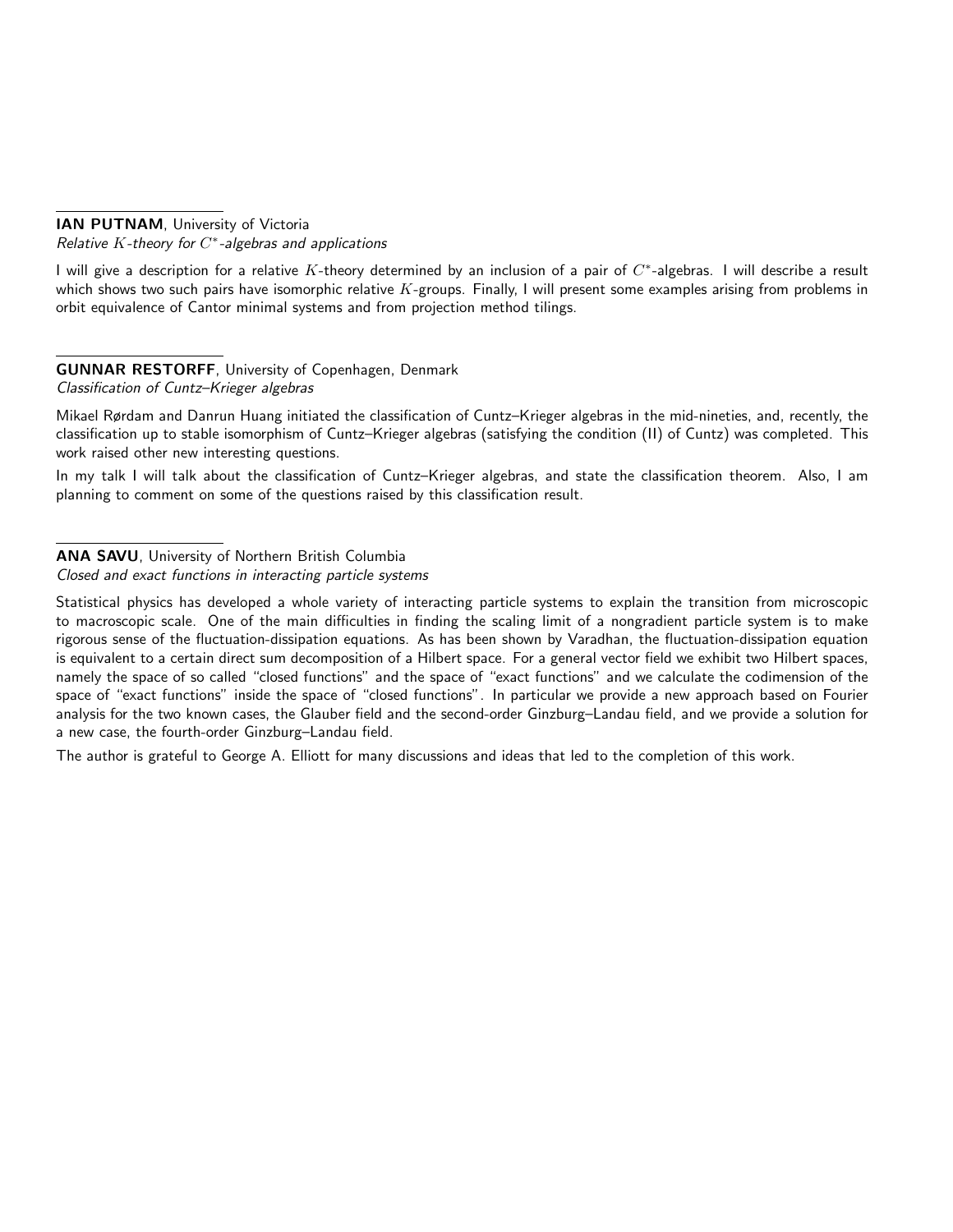**IAN PUTNAM**, University of Victoria
*Relative $K$-theory for $C^*$-algebras and applications*

I will give a description for a relative $K$-theory determined by an inclusion of a pair of $C^*$-algebras. I will describe a result which shows two such pairs have isomorphic relative $K$-groups. Finally, I will present some examples arising from problems in orbit equivalence of Cantor minimal systems and from projection method tilings.

**GUNNAR RESTORFF**, University of Copenhagen, Denmark
*Classification of Cuntz–Krieger algebras*

Mikael Rørdam and Danrun Huang initiated the classification of Cuntz–Krieger algebras in the mid-nineties, and, recently, the classification up to stable isomorphism of Cuntz–Krieger algebras (satisfying the condition (II) of Cuntz) was completed. This work raised other new interesting questions.

In my talk I will talk about the classification of Cuntz–Krieger algebras, and state the classification theorem. Also, I am planning to comment on some of the questions raised by this classification result.

**ANA SAVU**, University of Northern British Columbia
*Closed and exact functions in interacting particle systems*

Statistical physics has developed a whole variety of interacting particle systems to explain the transition from microscopic to macroscopic scale. One of the main difficulties in finding the scaling limit of a nongradient particle system is to make rigorous sense of the fluctuation-dissipation equations. As has been shown by Varadhan, the fluctuation-dissipation equation is equivalent to a certain direct sum decomposition of a Hilbert space. For a general vector field we exhibit two Hilbert spaces, namely the space of so called "closed functions" and the space of "exact functions" and we calculate the codimension of the space of "exact functions" inside the space of "closed functions". In particular we provide a new approach based on Fourier analysis for the two known cases, the Glauber field and the second-order Ginzburg–Landau field, and we provide a solution for a new case, the fourth-order Ginzburg–Landau field.

The author is grateful to George A. Elliott for many discussions and ideas that led to the completion of this work.